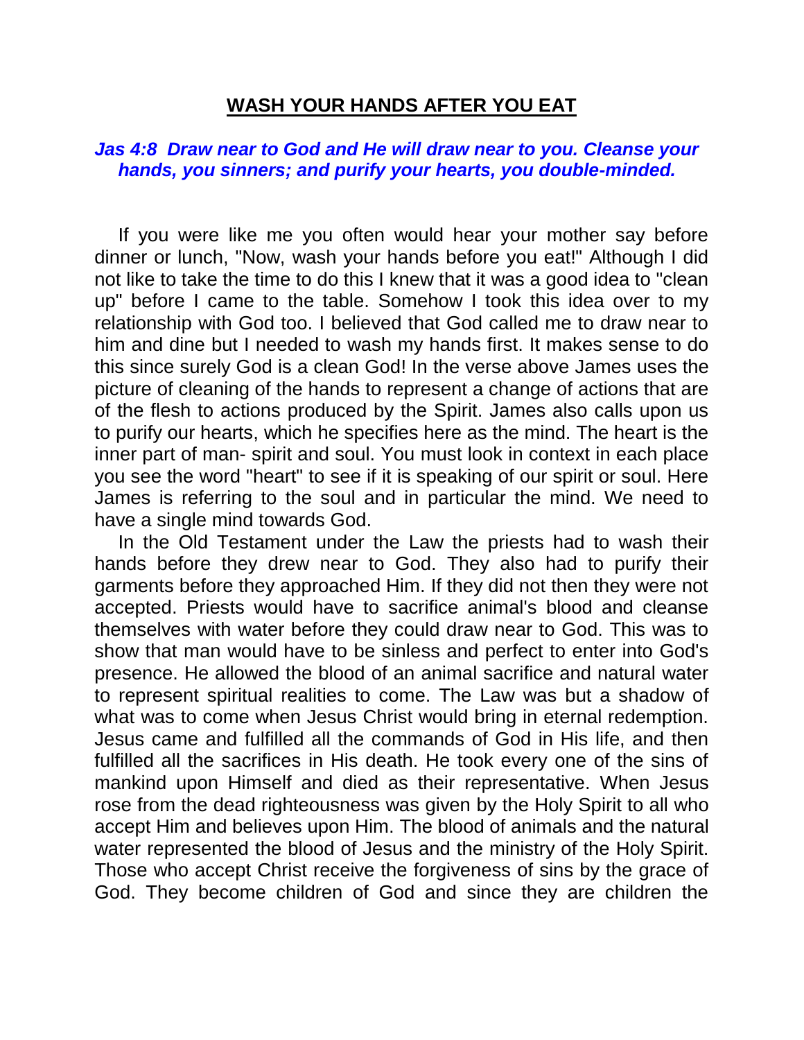## WASH YOUR HANDS AFTER YOU EAT

***Jas 4:8 Draw near to God and He will draw near to you. Cleanse your hands, you sinners; and purify your hearts, you double-minded.***

If you were like me you often would hear your mother say before dinner or lunch, "Now, wash your hands before you eat!" Although I did not like to take the time to do this I knew that it was a good idea to "clean up" before I came to the table. Somehow I took this idea over to my relationship with God too. I believed that God called me to draw near to him and dine but I needed to wash my hands first. It makes sense to do this since surely God is a clean God! In the verse above James uses the picture of cleaning of the hands to represent a change of actions that are of the flesh to actions produced by the Spirit. James also calls upon us to purify our hearts, which he specifies here as the mind. The heart is the inner part of man- spirit and soul. You must look in context in each place you see the word "heart" to see if it is speaking of our spirit or soul. Here James is referring to the soul and in particular the mind. We need to have a single mind towards God.

In the Old Testament under the Law the priests had to wash their hands before they drew near to God. They also had to purify their garments before they approached Him. If they did not then they were not accepted. Priests would have to sacrifice animal's blood and cleanse themselves with water before they could draw near to God. This was to show that man would have to be sinless and perfect to enter into God's presence. He allowed the blood of an animal sacrifice and natural water to represent spiritual realities to come. The Law was but a shadow of what was to come when Jesus Christ would bring in eternal redemption. Jesus came and fulfilled all the commands of God in His life, and then fulfilled all the sacrifices in His death. He took every one of the sins of mankind upon Himself and died as their representative. When Jesus rose from the dead righteousness was given by the Holy Spirit to all who accept Him and believes upon Him. The blood of animals and the natural water represented the blood of Jesus and the ministry of the Holy Spirit. Those who accept Christ receive the forgiveness of sins by the grace of God. They become children of God and since they are children the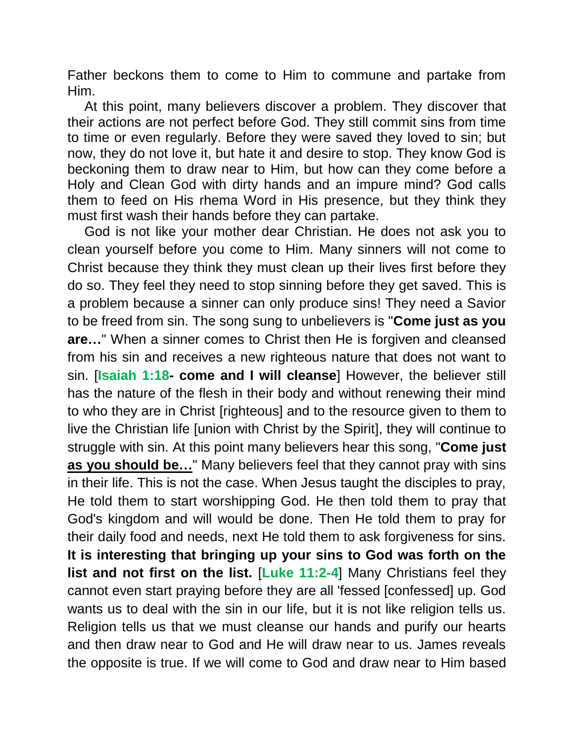Father beckons them to come to Him to commune and partake from Him.

At this point, many believers discover a problem. They discover that their actions are not perfect before God. They still commit sins from time to time or even regularly. Before they were saved they loved to sin; but now, they do not love it, but hate it and desire to stop. They know God is beckoning them to draw near to Him, but how can they come before a Holy and Clean God with dirty hands and an impure mind? God calls them to feed on His rhema Word in His presence, but they think they must first wash their hands before they can partake.

God is not like your mother dear Christian. He does not ask you to clean yourself before you come to Him. Many sinners will not come to Christ because they think they must clean up their lives first before they do so. They feel they need to stop sinning before they get saved. This is a problem because a sinner can only produce sins! They need a Savior to be freed from sin. The song sung to unbelievers is "**Come just as you are…**" When a sinner comes to Christ then He is forgiven and cleansed from his sin and receives a new righteous nature that does not want to sin. [**Isaiah 1:18- come and I will cleanse**] However, the believer still has the nature of the flesh in their body and without renewing their mind to who they are in Christ [righteous] and to the resource given to them to live the Christian life [union with Christ by the Spirit], they will continue to struggle with sin. At this point many believers hear this song, "**Come just <u>as you should be…</u>**" Many believers feel that they cannot pray with sins in their life. This is not the case. When Jesus taught the disciples to pray, He told them to start worshipping God. He then told them to pray that God's kingdom and will would be done. Then He told them to pray for their daily food and needs, next He told them to ask forgiveness for sins. **It is interesting that bringing up your sins to God was forth on the list and not first on the list.** [**Luke 11:2-4**] Many Christians feel they cannot even start praying before they are all 'fessed [confessed] up. God wants us to deal with the sin in our life, but it is not like religion tells us. Religion tells us that we must cleanse our hands and purify our hearts and then draw near to God and He will draw near to us. James reveals the opposite is true. If we will come to God and draw near to Him based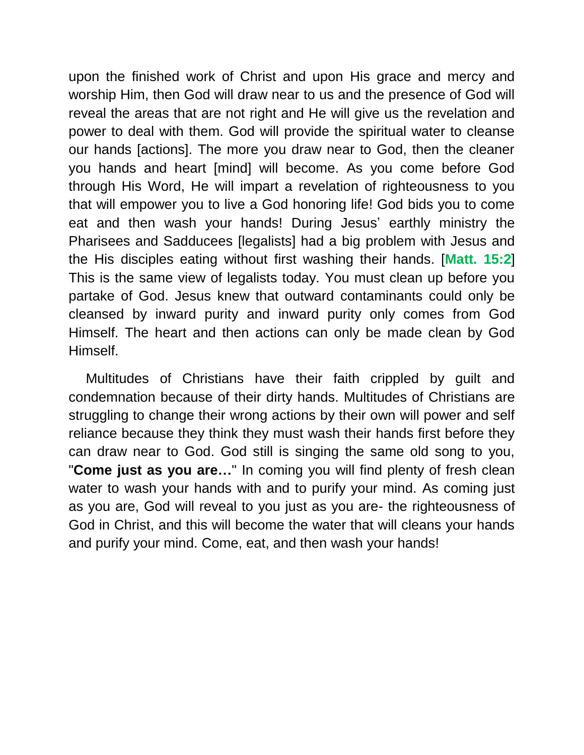upon the finished work of Christ and upon His grace and mercy and worship Him, then God will draw near to us and the presence of God will reveal the areas that are not right and He will give us the revelation and power to deal with them. God will provide the spiritual water to cleanse our hands [actions]. The more you draw near to God, then the cleaner you hands and heart [mind] will become. As you come before God through His Word, He will impart a revelation of righteousness to you that will empower you to live a God honoring life! God bids you to come eat and then wash your hands! During Jesus' earthly ministry the Pharisees and Sadducees [legalists] had a big problem with Jesus and the His disciples eating without first washing their hands. [**Matt. 15:2**] This is the same view of legalists today. You must clean up before you partake of God. Jesus knew that outward contaminants could only be cleansed by inward purity and inward purity only comes from God Himself. The heart and then actions can only be made clean by God Himself.

Multitudes of Christians have their faith crippled by guilt and condemnation because of their dirty hands. Multitudes of Christians are struggling to change their wrong actions by their own will power and self reliance because they think they must wash their hands first before they can draw near to God. God still is singing the same old song to you, "**Come just as you are…**" In coming you will find plenty of fresh clean water to wash your hands with and to purify your mind. As coming just as you are, God will reveal to you just as you are- the righteousness of God in Christ, and this will become the water that will cleans your hands and purify your mind. Come, eat, and then wash your hands!